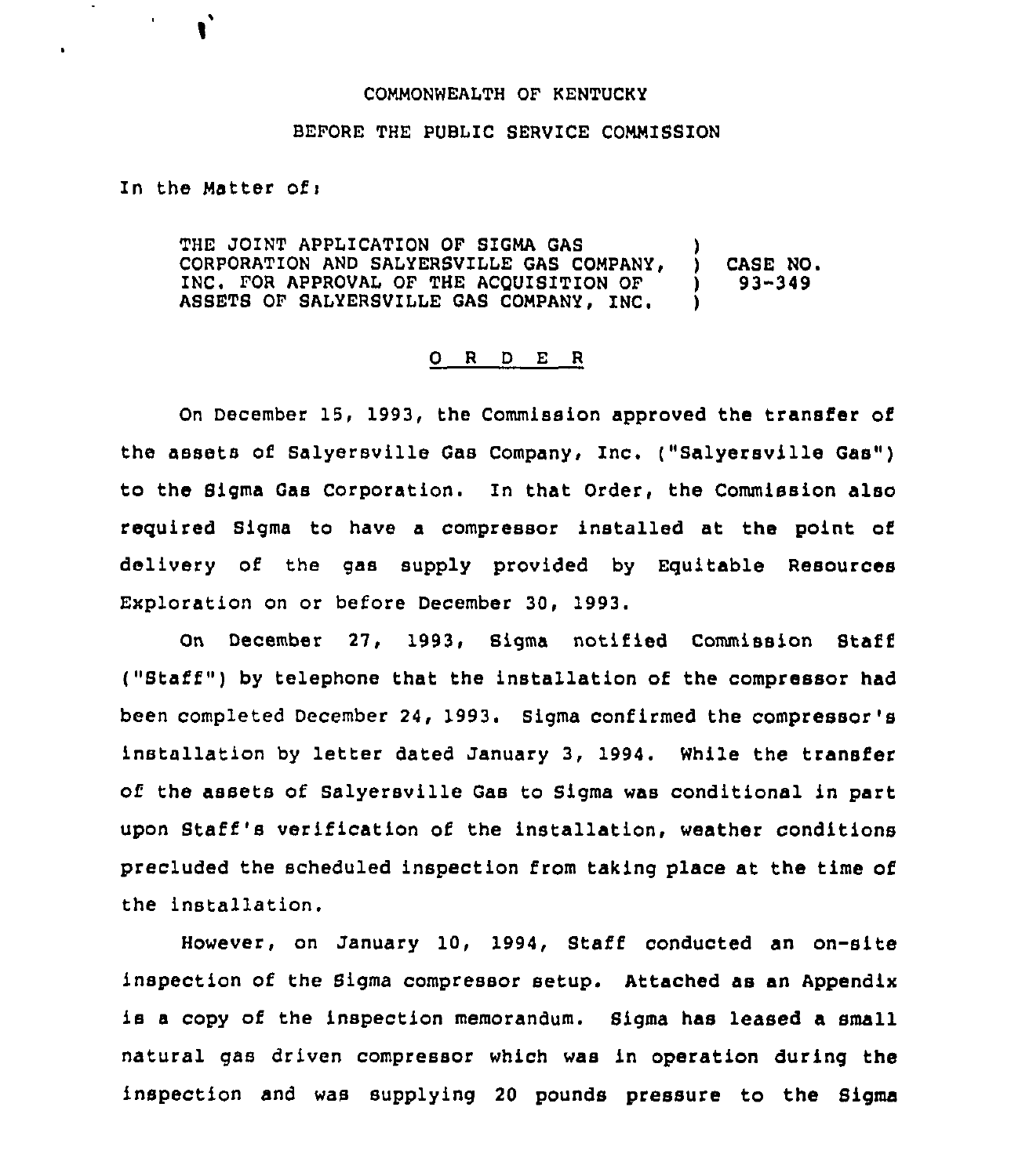COMMONWEALTH OF KENTUCKY

BEFORE THE PUBLIC SERVICE COMMISSION

In the Matter of:

| | | |
|---|---|---|
| THE JOINT APPLICATION OF SIGMA GAS CORPORATION AND SALYERSVILLE GAS COMPANY, INC. FOR APPROVAL OF THE ACQUISITION OF ASSETS OF SALYERSVILLE GAS COMPANY, INC. | ) ) ) ) | CASE NO. 93-349 |

## O R D E R

On December 15, 1993, the Commission approved the transfer of the assets of Salyersville Gas Company, Inc. ("Salyersville Gas") to the Sigma Gas Corporation. In that Order, the Commission also required Sigma to have a compressor installed at the point of delivery of the gas supply provided by Equitable Resources Exploration on or before December 30, 1993.

On December 27, 1993, Sigma notified Commission Staff ("Staff") by telephone that the installation of the compressor had been completed December 24, 1993. Sigma confirmed the compressor's installation by letter dated January 3, 1994. While the transfer of the assets of Salyersville Gas to Sigma was conditional in part upon Staff's verification of the installation, weather conditions precluded the scheduled inspection from taking place at the time of the installation.

However, on January 10, 1994, Staff conducted an on-site inspection of the Sigma compressor setup. Attached as an Appendix is a copy of the inspection memorandum. Sigma has leased a small natural gas driven compressor which was in operation during the inspection and was supplying 20 pounds pressure to the Sigma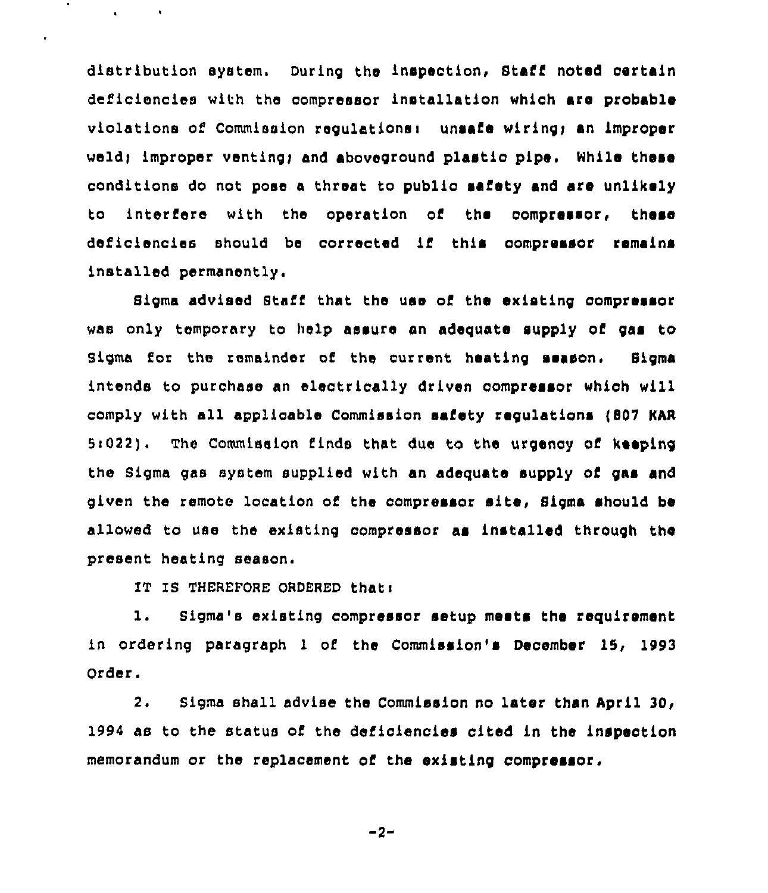distribution system. During the inspection, Staff noted certain deficiencies with the compressor installation which are probable violations of Commission regulations: unsafe wiring; an improper weld; improper venting; and aboveground plastic pipe. While these conditions do not pose a threat to public safety and are unlikely to interfere with the operation of the compressor, these deficiencies should be corrected if this compressor remains installed permanently.

Sigma advised Staff that the use of the existing compressor was only temporary to help assure an adequate supply of gas to Sigma for the remainder of the current heating season. Sigma intends to purchase an electrically driven compressor which will comply with all applicable Commission safety regulations (807 KAR 5:022). The Commission finds that due to the urgency of keeping the Sigma gas system supplied with an adequate supply of gas and given the remote location of the compressor site, Sigma should be allowed to use the existing compressor as installed through the present heating season.

IT IS THEREFORE ORDERED that:

1. Sigma's existing compressor setup meets the requirement in ordering paragraph 1 of the Commission's December 15, 1993 Order.

2. Sigma shall advise the Commission no later than April 30, 1994 as to the status of the deficiencies cited in the inspection memorandum or the replacement of the existing compressor.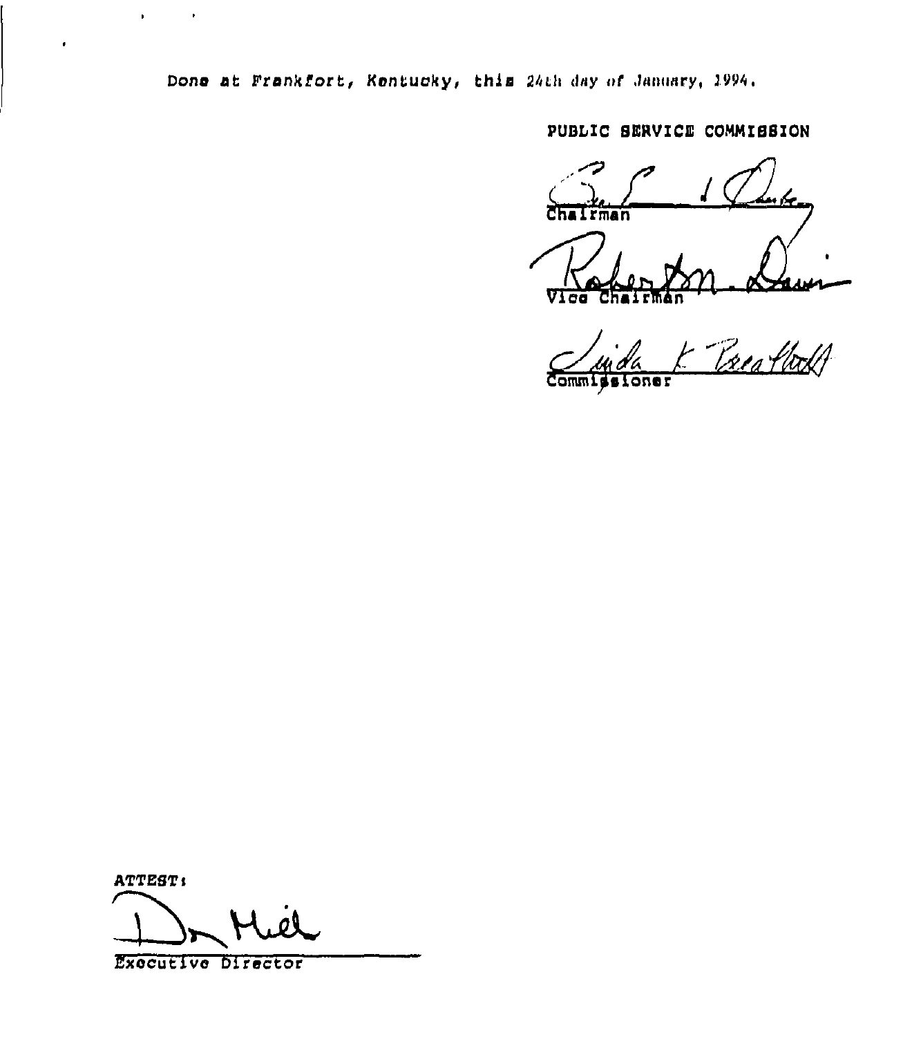Done at Frankfort, Kentucky, this 24th day of January, 1994.

PUBLIC SERVICE COMMISSION

Chairman

Vice Chairman

Commissioner

ATTEST:

Executive Director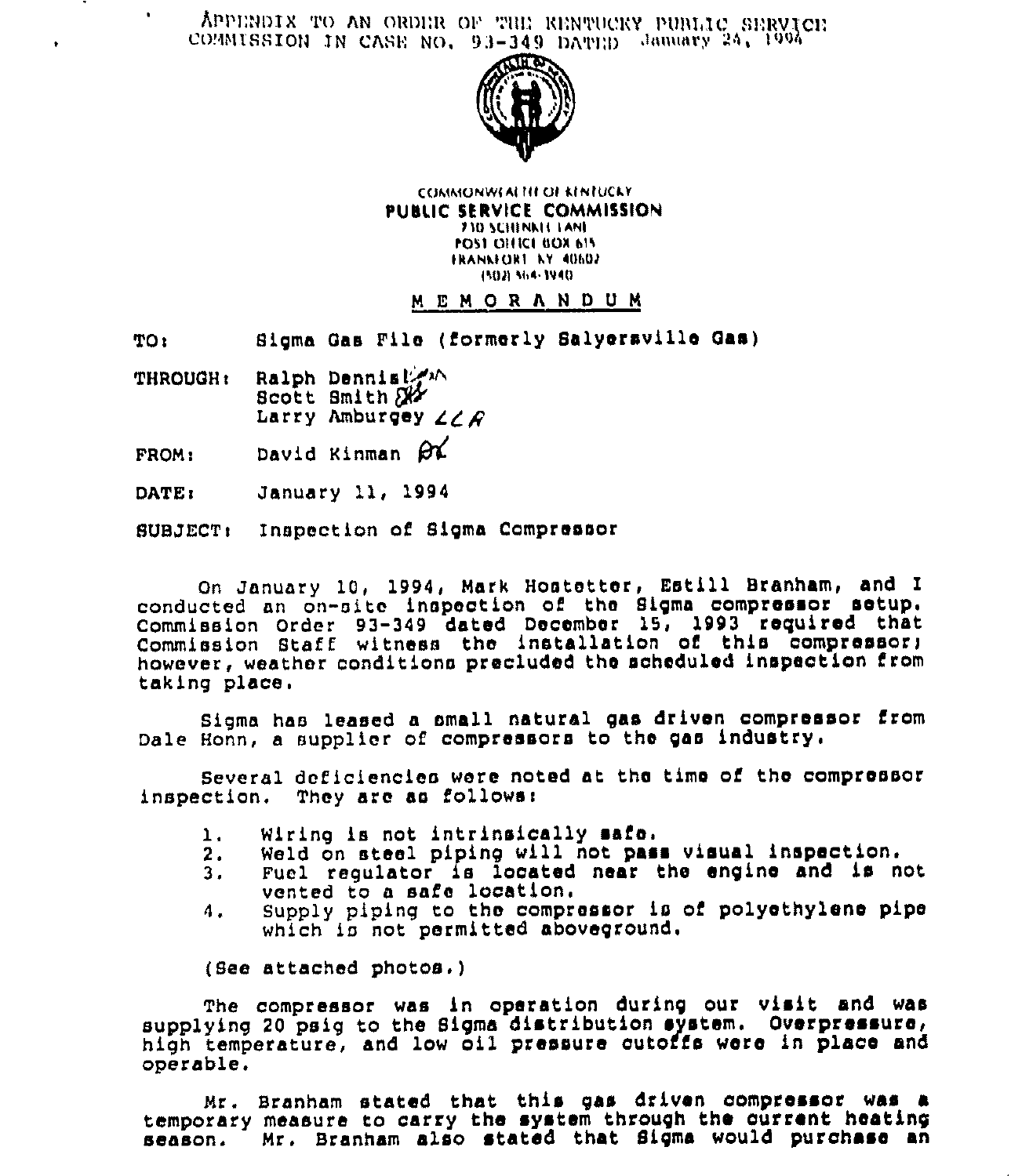APPENDIX TO AN ORDER OF THE KENTUCKY PUBLIC SERVICE COMMISSION IN CASE NO. 93-349 DATED January 24, 1994

COMMONWEALTH OF KENTUCKY
**PUBLIC SERVICE COMMISSION**
730 SCHENKEL LANE
POST OFFICE BOX 615
FRANKFORT KY 40602
(502) 564-3940

M E M O R A N D U M

TO: Sigma Gas File (formerly Salyersville Gas)

THROUGH: Ralph Dennis
Scott Smith
Larry Amburgey LCA

FROM: David Kinman

DATE: January 11, 1994

SUBJECT: Inspection of Sigma Compressor

On January 10, 1994, Mark Hostetter, Estill Branham, and I conducted an on-site inspection of the Sigma compressor setup. Commission Order 93-349 dated December 15, 1993 required that Commission Staff witness the installation of this compressor; however, weather conditions precluded the scheduled inspection from taking place.

Sigma has leased a small natural gas driven compressor from Dale Honn, a supplier of compressors to the gas industry.

Several deficiencies were noted at the time of the compressor inspection. They are as follows:

1. Wiring is not intrinsically safe.
2. Weld on steel piping will not pass visual inspection.
3. Fuel regulator is located near the engine and is not vented to a safe location.
4. Supply piping to the compressor is of polyethylene pipe which is not permitted aboveground.

(See attached photos.)

The compressor was in operation during our visit and was supplying 20 psig to the Sigma distribution system. Overpressure, high temperature, and low oil pressure cutoffs were in place and operable.

Mr. Branham stated that this gas driven compressor was a temporary measure to carry the system through the current heating season. Mr. Branham also stated that Sigma would purchase an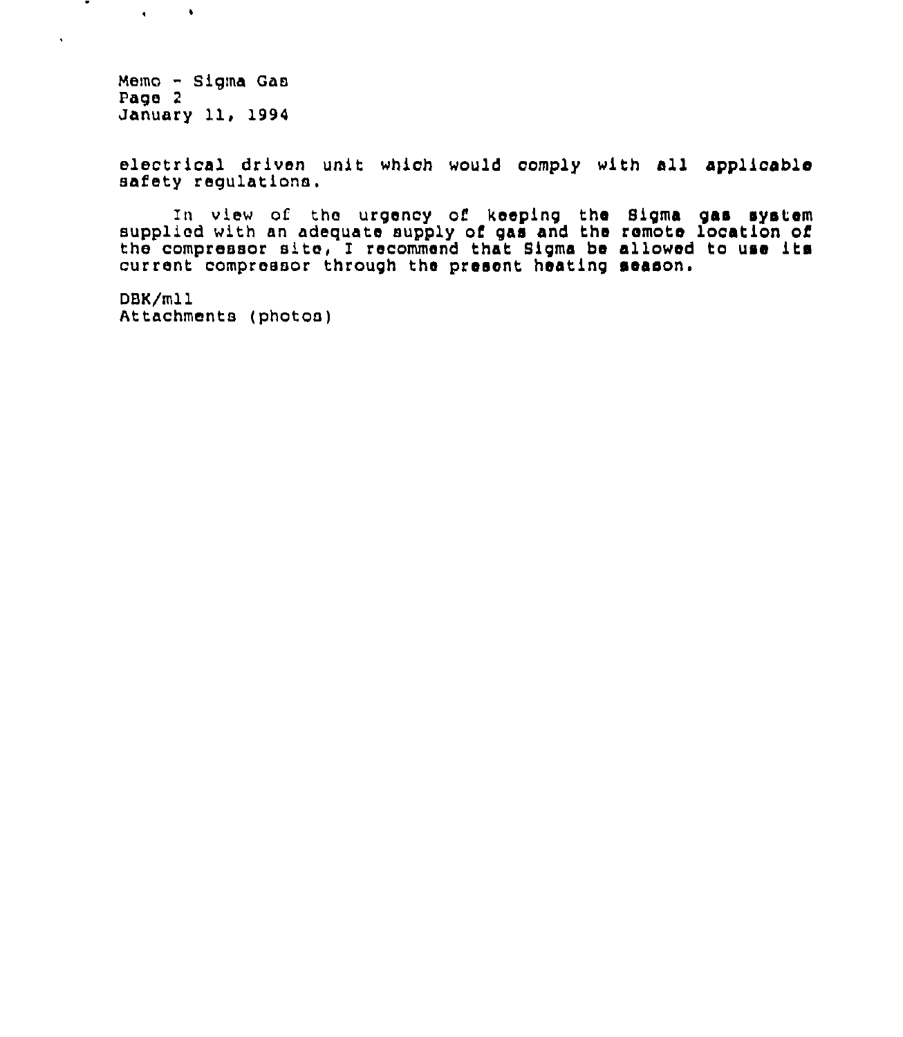Memo - Sigma Gas
Page 2
January 11, 1994

electrical driven unit which would comply with all applicable safety regulations.

In view of the urgency of keeping the Sigma gas system supplied with an adequate supply of gas and the remote location of the compressor site, I recommend that Sigma be allowed to use its current compressor through the present heating season.

DBK/mll
Attachments (photos)